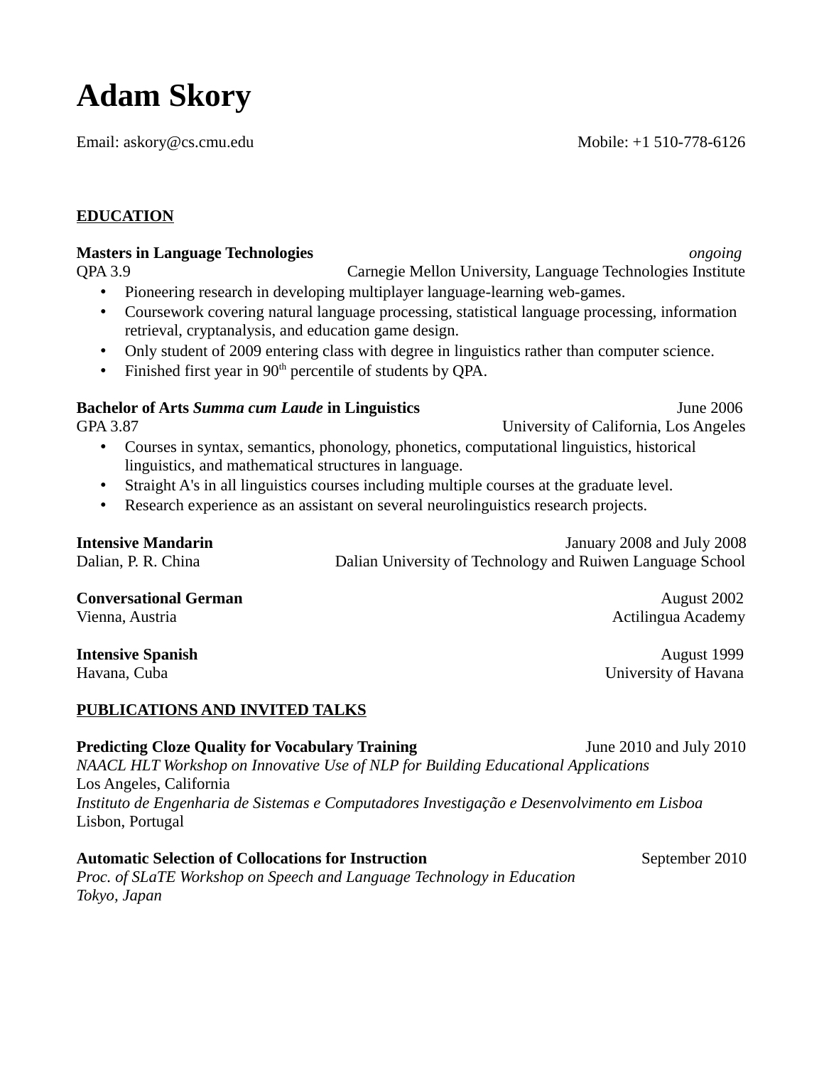# Adam Skory

Email: askory@cs.cmu.edu Mobile: +1 510-778-6126

## EDUCATION

**Masters in Language Technologies** *ongoing*
QPA 3.9 Carnegie Mellon University, Language Technologies Institute

- Pioneering research in developing multiplayer language-learning web-games.
- Coursework covering natural language processing, statistical language processing, information retrieval, cryptanalysis, and education game design.
- Only student of 2009 entering class with degree in linguistics rather than computer science.
- Finished first year in 90th percentile of students by QPA.

**Bachelor of Arts *Summa cum Laude* in Linguistics** June 2006
GPA 3.87 University of California, Los Angeles

- Courses in syntax, semantics, phonology, phonetics, computational linguistics, historical linguistics, and mathematical structures in language.
- Straight A's in all linguistics courses including multiple courses at the graduate level.
- Research experience as an assistant on several neurolinguistics research projects.

**Intensive Mandarin** January 2008 and July 2008
Dalian, P. R. China Dalian University of Technology and Ruiwen Language School

**Conversational German** August 2002
Vienna, Austria Actilingua Academy

**Intensive Spanish** August 1999
Havana, Cuba University of Havana

## PUBLICATIONS AND INVITED TALKS

**Predicting Cloze Quality for Vocabulary Training** June 2010 and July 2010
*NAACL HLT Workshop on Innovative Use of NLP for Building Educational Applications*
Los Angeles, California
*Instituto de Engenharia de Sistemas e Computadores Investigação e Desenvolvimento em Lisboa*
Lisbon, Portugal

**Automatic Selection of Collocations for Instruction** September 2010
*Proc. of SLaTE Workshop on Speech and Language Technology in Education*
*Tokyo, Japan*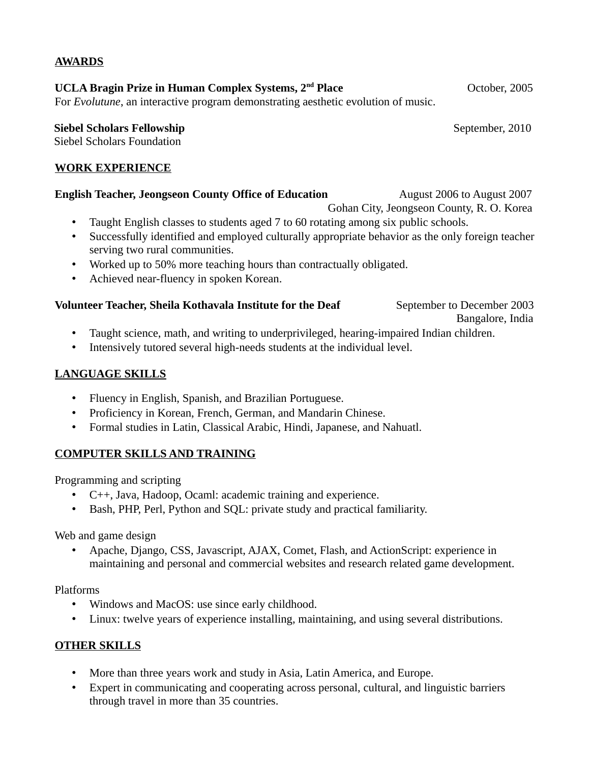## AWARDS

**UCLA Bragin Prize in Human Complex Systems, 2nd Place** October, 2005
For *Evolutune*, an interactive program demonstrating aesthetic evolution of music.

**Siebel Scholars Fellowship** September, 2010
Siebel Scholars Foundation

## WORK EXPERIENCE

**English Teacher, Jeongseon County Office of Education** August 2006 to August 2007
Gohan City, Jeongseon County, R. O. Korea

- Taught English classes to students aged 7 to 60 rotating among six public schools.
- Successfully identified and employed culturally appropriate behavior as the only foreign teacher serving two rural communities.
- Worked up to 50% more teaching hours than contractually obligated.
- Achieved near-fluency in spoken Korean.

**Volunteer Teacher, Sheila Kothavala Institute for the Deaf** September to December 2003
Bangalore, India

- Taught science, math, and writing to underprivileged, hearing-impaired Indian children.
- Intensively tutored several high-needs students at the individual level.

## LANGUAGE SKILLS

- Fluency in English, Spanish, and Brazilian Portuguese.
- Proficiency in Korean, French, German, and Mandarin Chinese.
- Formal studies in Latin, Classical Arabic, Hindi, Japanese, and Nahuatl.

## COMPUTER SKILLS AND TRAINING

Programming and scripting

- C++, Java, Hadoop, Ocaml: academic training and experience.
- Bash, PHP, Perl, Python and SQL: private study and practical familiarity.

Web and game design

- Apache, Django, CSS, Javascript, AJAX, Comet, Flash, and ActionScript: experience in maintaining and personal and commercial websites and research related game development.

Platforms

- Windows and MacOS: use since early childhood.
- Linux: twelve years of experience installing, maintaining, and using several distributions.

## OTHER SKILLS

- More than three years work and study in Asia, Latin America, and Europe.
- Expert in communicating and cooperating across personal, cultural, and linguistic barriers through travel in more than 35 countries.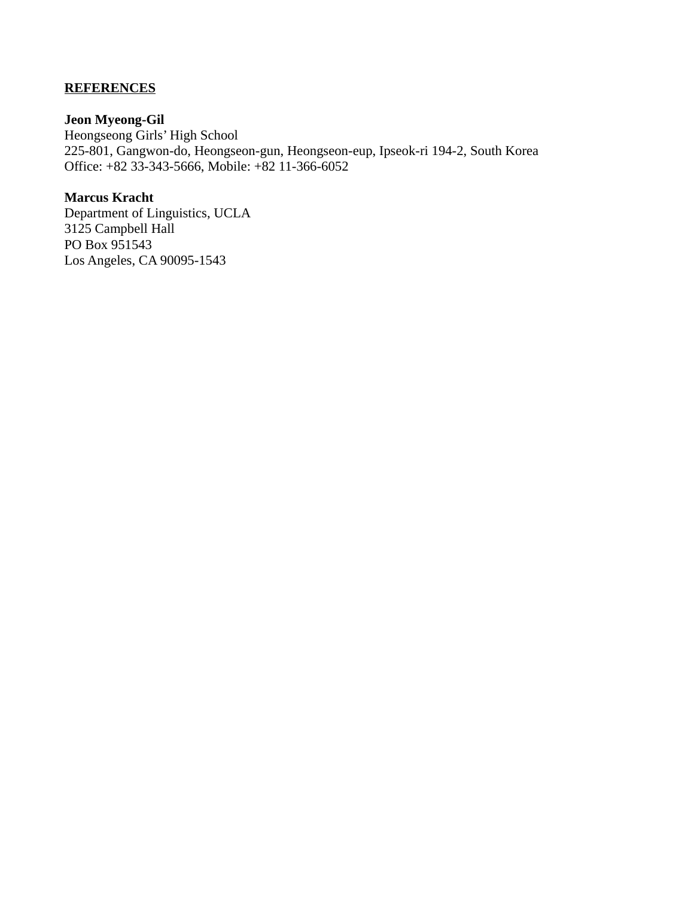**REFERENCES**

**Jeon Myeong-Gil**
Heongseong Girls' High School
225-801, Gangwon-do, Heongseon-gun, Heongseon-eup, Ipseok-ri 194-2, South Korea
Office: +82 33-343-5666, Mobile: +82 11-366-6052

**Marcus Kracht**
Department of Linguistics, UCLA
3125 Campbell Hall
PO Box 951543
Los Angeles, CA 90095-1543